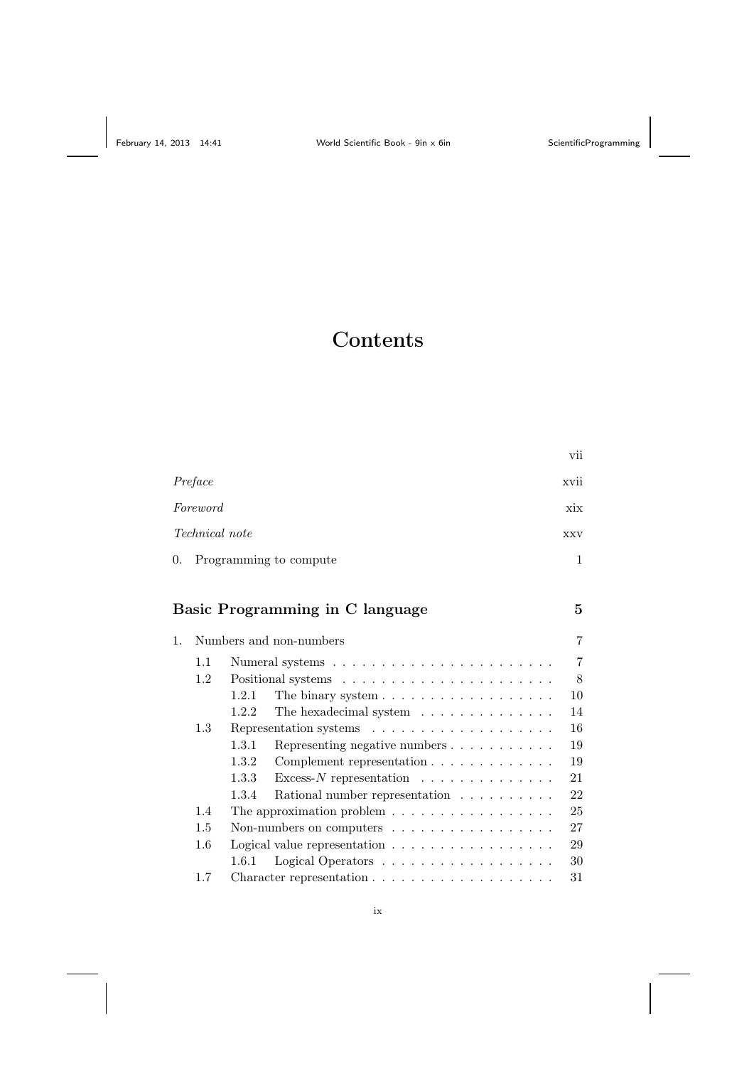# Contents

| | |
|---|---|
| | vii |
| *Preface* | xvii |
| *Foreword* | xix |
| *Technical note* | xxv |
| 0. Programming to compute | 1 |

## Basic Programming in C language — 5

1. Numbers and non-numbers — 7
   - 1.1 Numeral systems — 7
   - 1.2 Positional systems — 8
     - 1.2.1 The binary system — 10
     - 1.2.2 The hexadecimal system — 14
   - 1.3 Representation systems — 16
     - 1.3.1 Representing negative numbers — 19
     - 1.3.2 Complement representation — 19
     - 1.3.3 Excess-$N$ representation — 21
     - 1.3.4 Rational number representation — 22
   - 1.4 The approximation problem — 25
   - 1.5 Non-numbers on computers — 27
   - 1.6 Logical value representation — 29
     - 1.6.1 Logical Operators — 30
   - 1.7 Character representation — 31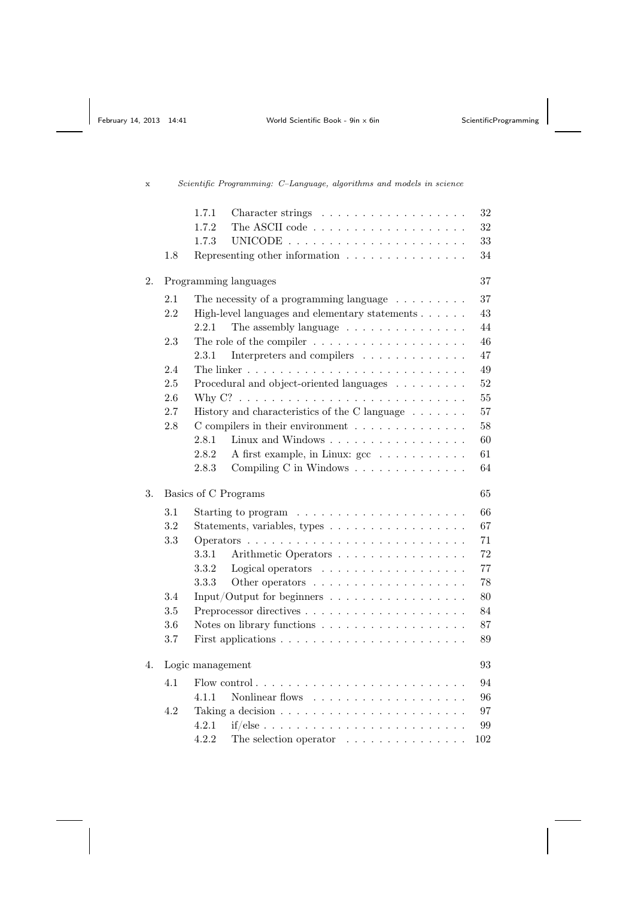- 1.7.1 Character strings . . . 32
- 1.7.2 The ASCII code . . . 32
- 1.7.3 UNICODE . . . 33
- 1.8 Representing other information . . . 34

2. Programming languages 37
   - 2.1 The necessity of a programming language . . . 37
   - 2.2 High-level languages and elementary statements . . . 43
     - 2.2.1 The assembly language . . . 44
   - 2.3 The role of the compiler . . . 46
     - 2.3.1 Interpreters and compilers . . . 47
   - 2.4 The linker . . . 49
   - 2.5 Procedural and object-oriented languages . . . 52
   - 2.6 Why C? . . . 55
   - 2.7 History and characteristics of the C language . . . 57
   - 2.8 C compilers in their environment . . . 58
     - 2.8.1 Linux and Windows . . . 60
     - 2.8.2 A first example, in Linux: gcc . . . 61
     - 2.8.3 Compiling C in Windows . . . 64

3. Basics of C Programs 65
   - 3.1 Starting to program . . . 66
   - 3.2 Statements, variables, types . . . 67
   - 3.3 Operators . . . 71
     - 3.3.1 Arithmetic Operators . . . 72
     - 3.3.2 Logical operators . . . 77
     - 3.3.3 Other operators . . . 78
   - 3.4 Input/Output for beginners . . . 80
   - 3.5 Preprocessor directives . . . 84
   - 3.6 Notes on library functions . . . 87
   - 3.7 First applications . . . 89

4. Logic management 93
   - 4.1 Flow control . . . 94
     - 4.1.1 Nonlinear flows . . . 96
   - 4.2 Taking a decision . . . 97
     - 4.2.1 if/else . . . 99
     - 4.2.2 The selection operator . . . 102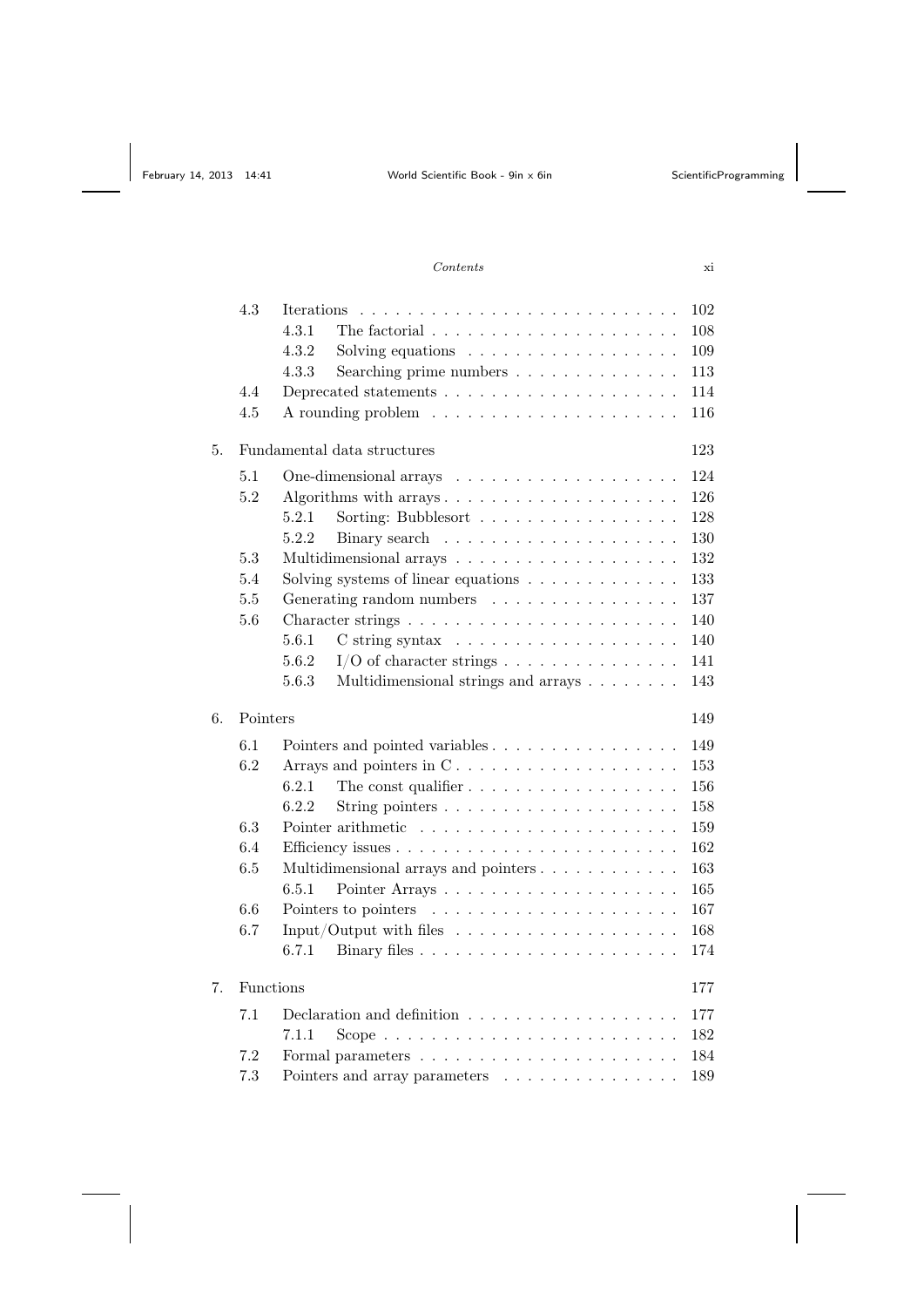| | | | |
|---|---|---|---|
| 4.3 | Iterations | | 102 |
| | 4.3.1 | The factorial | 108 |
| | 4.3.2 | Solving equations | 109 |
| | 4.3.3 | Searching prime numbers | 113 |
| 4.4 | Deprecated statements | | 114 |
| 4.5 | A rounding problem | | 116 |

**5. Fundamental data structures** — 123

| | | | |
|---|---|---|---|
| 5.1 | One-dimensional arrays | | 124 |
| 5.2 | Algorithms with arrays | | 126 |
| | 5.2.1 | Sorting: Bubblesort | 128 |
| | 5.2.2 | Binary search | 130 |
| 5.3 | Multidimensional arrays | | 132 |
| 5.4 | Solving systems of linear equations | | 133 |
| 5.5 | Generating random numbers | | 137 |
| 5.6 | Character strings | | 140 |
| | 5.6.1 | C string syntax | 140 |
| | 5.6.2 | I/O of character strings | 141 |
| | 5.6.3 | Multidimensional strings and arrays | 143 |

**6. Pointers** — 149

| | | | |
|---|---|---|---|
| 6.1 | Pointers and pointed variables | | 149 |
| 6.2 | Arrays and pointers in C | | 153 |
| | 6.2.1 | The const qualifier | 156 |
| | 6.2.2 | String pointers | 158 |
| 6.3 | Pointer arithmetic | | 159 |
| 6.4 | Efficiency issues | | 162 |
| 6.5 | Multidimensional arrays and pointers | | 163 |
| | 6.5.1 | Pointer Arrays | 165 |
| 6.6 | Pointers to pointers | | 167 |
| 6.7 | Input/Output with files | | 168 |
| | 6.7.1 | Binary files | 174 |

**7. Functions** — 177

| | | | |
|---|---|---|---|
| 7.1 | Declaration and definition | | 177 |
| | 7.1.1 | Scope | 182 |
| 7.2 | Formal parameters | | 184 |
| 7.3 | Pointers and array parameters | | 189 |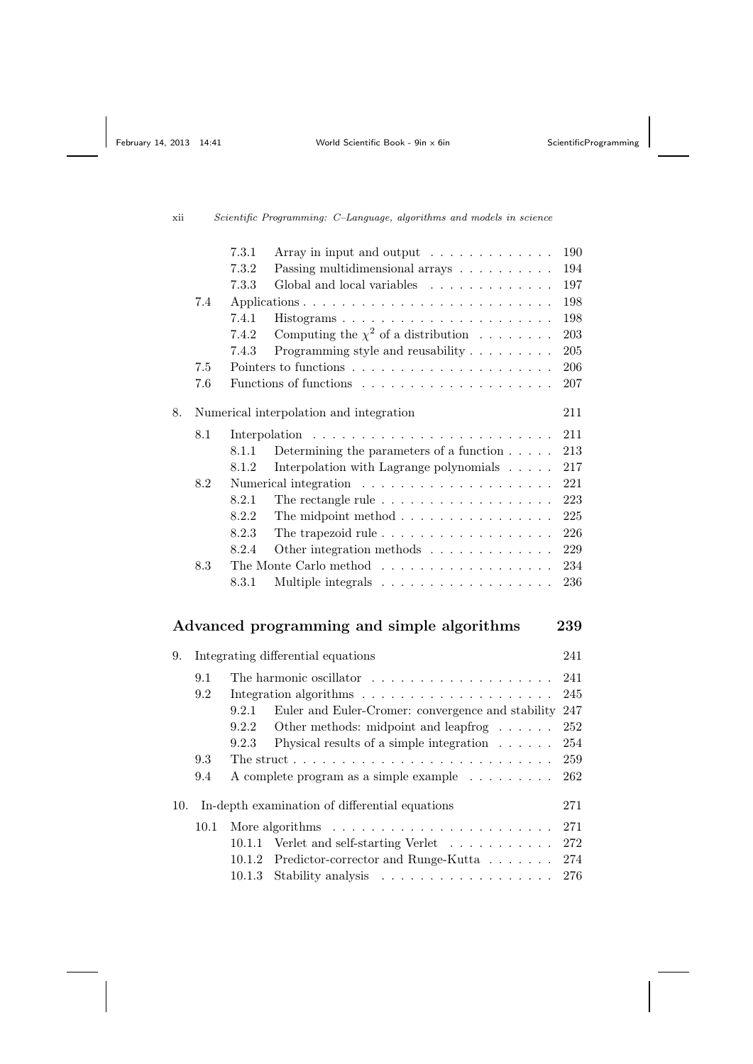- 7.3.1 Array in input and output . . . . . . . . . . . . . 190
- 7.3.2 Passing multidimensional arrays . . . . . . . . . . 194
- 7.3.3 Global and local variables . . . . . . . . . . . . . 197
- 7.4 Applications . . . . . . . . . . . . . . . . . . . . . . . . . 198
  - 7.4.1 Histograms . . . . . . . . . . . . . . . . . . . . . . 198
  - 7.4.2 Computing the $\chi^2$ of a distribution . . . . . . . . 203
  - 7.4.3 Programming style and reusability . . . . . . . . . 205
- 7.5 Pointers to functions . . . . . . . . . . . . . . . . . . . . 206
- 7.6 Functions of functions . . . . . . . . . . . . . . . . . . . 207

8. Numerical interpolation and integration 211
- 8.1 Interpolation . . . . . . . . . . . . . . . . . . . . . . . . 211
  - 8.1.1 Determining the parameters of a function . . . . . 213
  - 8.1.2 Interpolation with Lagrange polynomials . . . . . 217
- 8.2 Numerical integration . . . . . . . . . . . . . . . . . . . 221
  - 8.2.1 The rectangle rule . . . . . . . . . . . . . . . . . . 223
  - 8.2.2 The midpoint method . . . . . . . . . . . . . . . . 225
  - 8.2.3 The trapezoid rule . . . . . . . . . . . . . . . . . . 226
  - 8.2.4 Other integration methods . . . . . . . . . . . . . 229
- 8.3 The Monte Carlo method . . . . . . . . . . . . . . . . . . 234
  - 8.3.1 Multiple integrals . . . . . . . . . . . . . . . . . . 236

## Advanced programming and simple algorithms 239

9. Integrating differential equations 241
- 9.1 The harmonic oscillator . . . . . . . . . . . . . . . . . . 241
- 9.2 Integration algorithms . . . . . . . . . . . . . . . . . . . 245
  - 9.2.1 Euler and Euler-Cromer: convergence and stability 247
  - 9.2.2 Other methods: midpoint and leapfrog . . . . . . 252
  - 9.2.3 Physical results of a simple integration . . . . . . 254
- 9.3 The struct . . . . . . . . . . . . . . . . . . . . . . . . . . 259
- 9.4 A complete program as a simple example . . . . . . . . . 262

10. In-depth examination of differential equations 271
- 10.1 More algorithms . . . . . . . . . . . . . . . . . . . . . . 271
  - 10.1.1 Verlet and self-starting Verlet . . . . . . . . . . . 272
  - 10.1.2 Predictor-corrector and Runge-Kutta . . . . . . . 274
  - 10.1.3 Stability analysis . . . . . . . . . . . . . . . . . . 276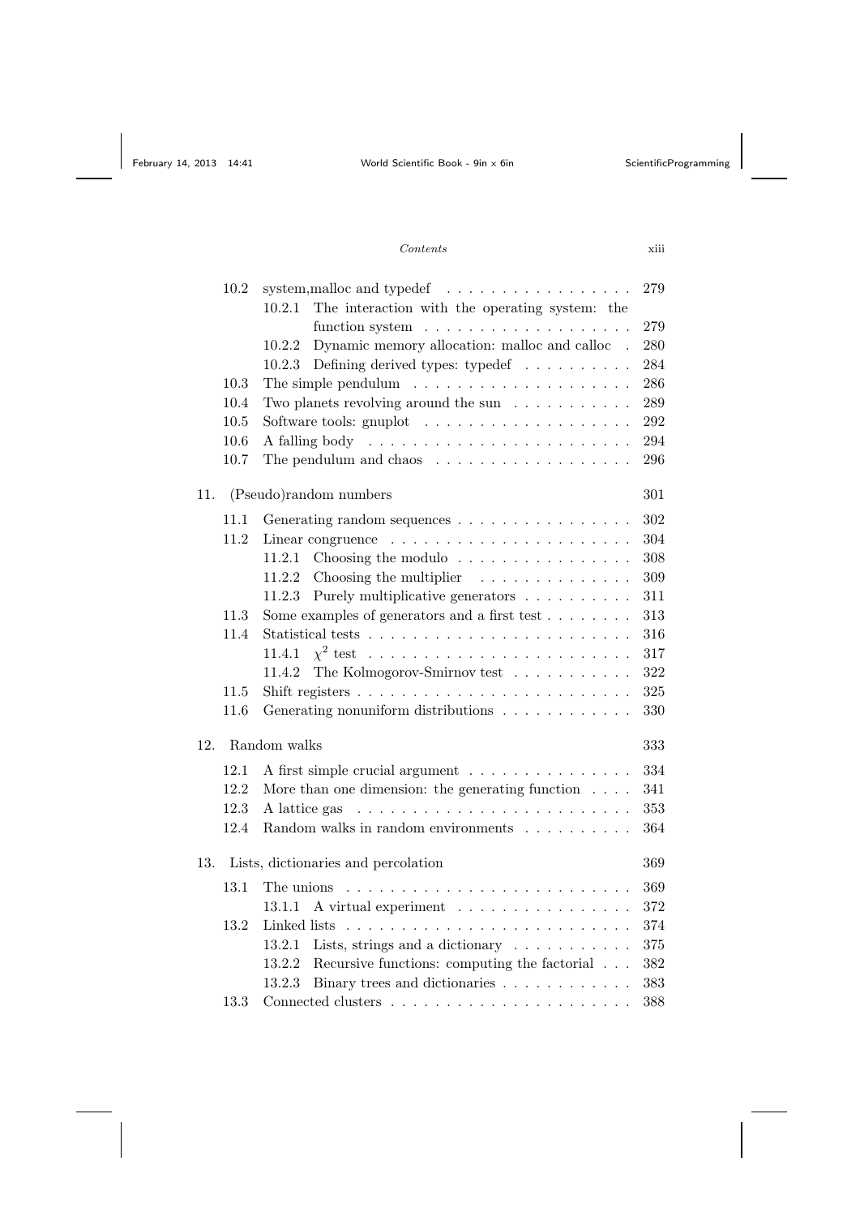| | | |
|---|---|---|
| 10.2 | system,malloc and typedef | 279 |
| | 10.2.1 The interaction with the operating system: the function system | 279 |
| | 10.2.2 Dynamic memory allocation: malloc and calloc | 280 |
| | 10.2.3 Defining derived types: typedef | 284 |
| 10.3 | The simple pendulum | 286 |
| 10.4 | Two planets revolving around the sun | 289 |
| 10.5 | Software tools: gnuplot | 292 |
| 10.6 | A falling body | 294 |
| 10.7 | The pendulum and chaos | 296 |

11. (Pseudo)random numbers — 301

| | | |
|---|---|---|
| 11.1 | Generating random sequences | 302 |
| 11.2 | Linear congruence | 304 |
| | 11.2.1 Choosing the modulo | 308 |
| | 11.2.2 Choosing the multiplier | 309 |
| | 11.2.3 Purely multiplicative generators | 311 |
| 11.3 | Some examples of generators and a first test | 313 |
| 11.4 | Statistical tests | 316 |
| | 11.4.1 $\chi^2$ test | 317 |
| | 11.4.2 The Kolmogorov-Smirnov test | 322 |
| 11.5 | Shift registers | 325 |
| 11.6 | Generating nonuniform distributions | 330 |

12. Random walks — 333

| | | |
|---|---|---|
| 12.1 | A first simple crucial argument | 334 |
| 12.2 | More than one dimension: the generating function | 341 |
| 12.3 | A lattice gas | 353 |
| 12.4 | Random walks in random environments | 364 |

13. Lists, dictionaries and percolation — 369

| | | |
|---|---|---|
| 13.1 | The unions | 369 |
| | 13.1.1 A virtual experiment | 372 |
| 13.2 | Linked lists | 374 |
| | 13.2.1 Lists, strings and a dictionary | 375 |
| | 13.2.2 Recursive functions: computing the factorial | 382 |
| | 13.2.3 Binary trees and dictionaries | 383 |
| 13.3 | Connected clusters | 388 |